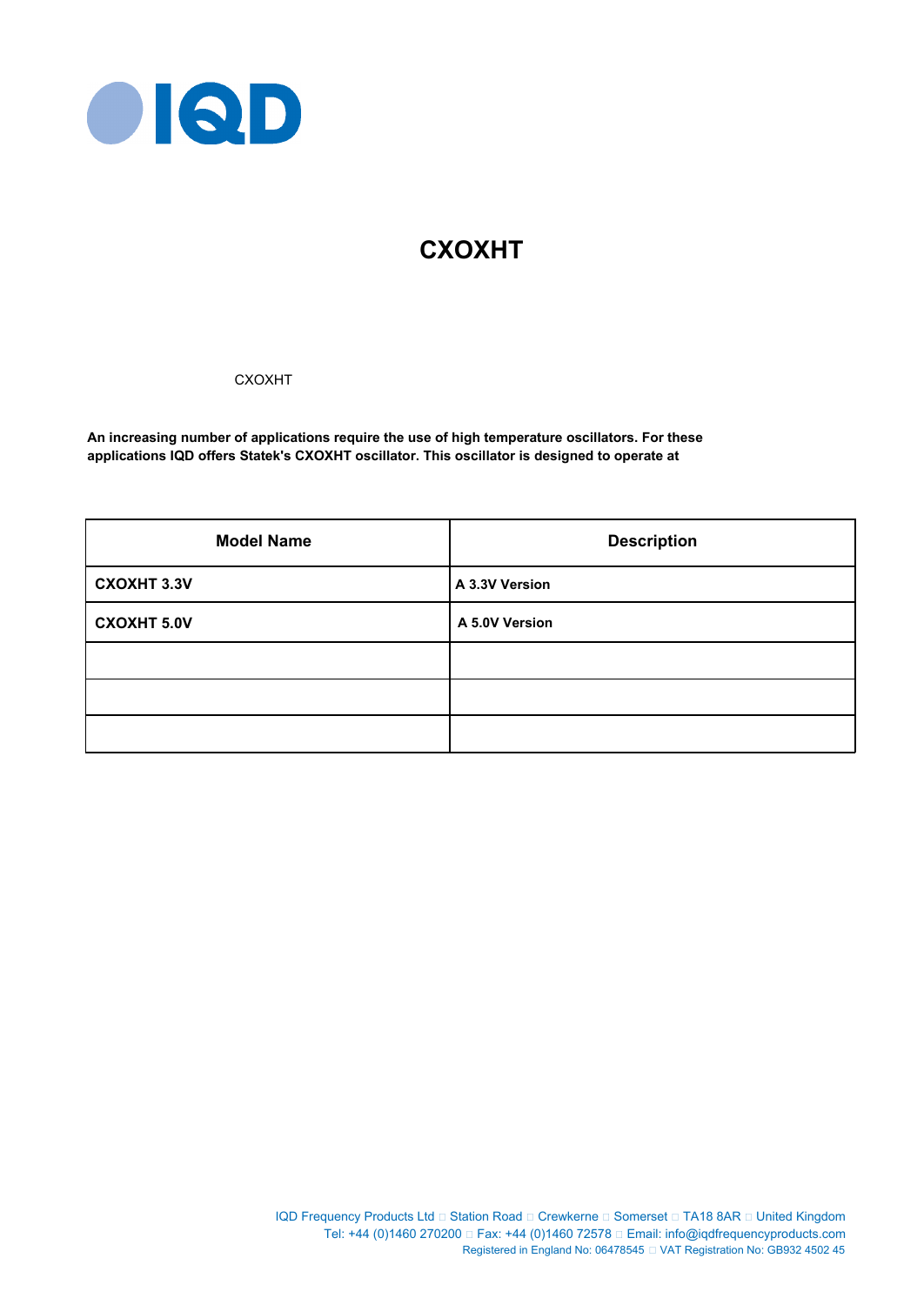# CXOXHT

CXOXHT

**An increasing number of applications require the use of high temperature oscillators. For these applications IQD offers Statek's CXOXHT oscillator. This oscillator is designed to operate at**

| Model Name | Description |
|---|---|
| **CXOXHT 3.3V** | **A 3.3V Version** |
| **CXOXHT 5.0V** | **A 5.0V Version** |
| | |
| | |
| | |

IQD Frequency Products Ltd □ Station Road □ Crewkerne □ Somerset □ TA18 8AR □ United Kingdom
Tel: +44 (0)1460 270200 □ Fax: +44 (0)1460 72578 □ Email: info@iqdfrequencyproducts.com
Registered in England No: 06478545 □ VAT Registration No: GB932 4502 45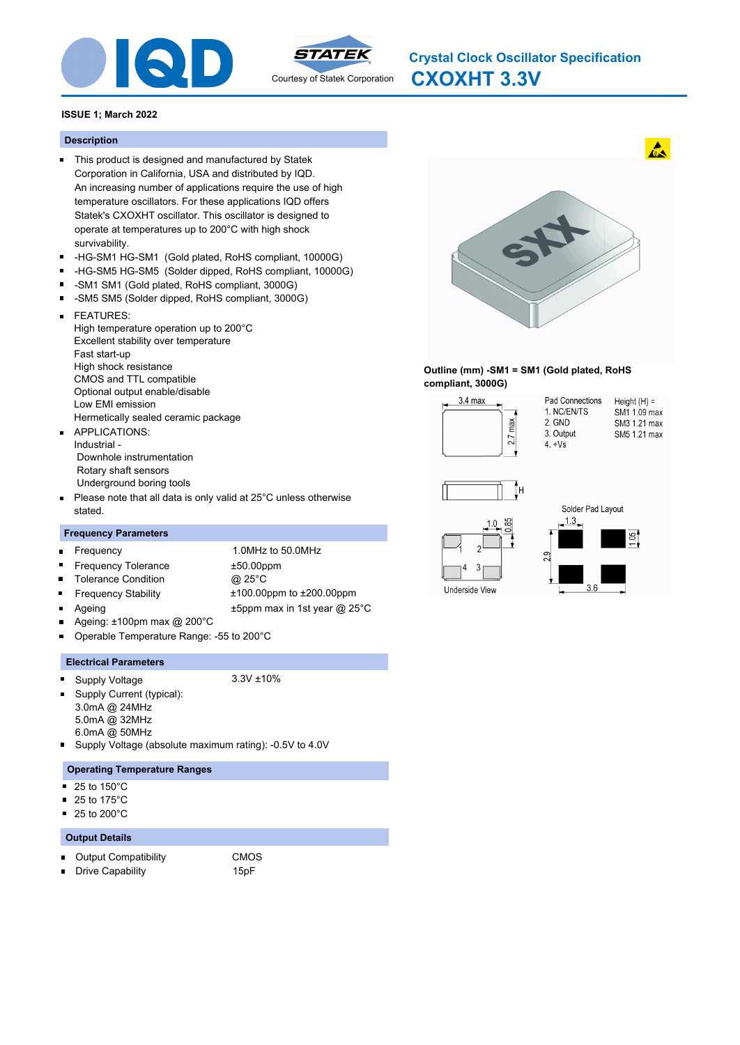# Crystal Clock Oscillator Specification

# CXOXHT 3.3V

**ISSUE 1; March 2022**

## Description

- This product is designed and manufactured by Statek Corporation in California, USA and distributed by IQD. An increasing number of applications require the use of high temperature oscillators. For these applications IQD offers Statek's CXOXHT oscillator. This oscillator is designed to operate at temperatures up to 200°C with high shock survivability.
- -HG-SM1 HG-SM1 (Gold plated, RoHS compliant, 10000G)
- -HG-SM5 HG-SM5 (Solder dipped, RoHS compliant, 10000G)
- -SM1 SM1 (Gold plated, RoHS compliant, 3000G)
- -SM5 SM5 (Solder dipped, RoHS compliant, 3000G)
- FEATURES:
  High temperature operation up to 200°C
  Excellent stability over temperature
  Fast start-up
  High shock resistance
  CMOS and TTL compatible
  Optional output enable/disable
  Low EMI emission
  Hermetically sealed ceramic package
- APPLICATIONS:
  Industrial -
  Downhole instrumentation
  Rotary shaft sensors
  Underground boring tools
- Please note that all data is only valid at 25°C unless otherwise stated.

## Frequency Parameters

- Frequency: 1.0MHz to 50.0MHz
- Frequency Tolerance: ±50.00ppm
- Tolerance Condition: @ 25°C
- Frequency Stability: ±100.00ppm to ±200.00ppm
- Ageing: ±5ppm max in 1st year @ 25°C
- Ageing: ±100ppm max @ 200°C
- Operable Temperature Range: -55 to 200°C

## Electrical Parameters

- Supply Voltage: 3.3V ±10%
- Supply Current (typical):
  3.0mA @ 24MHz
  5.0mA @ 32MHz
  6.0mA @ 50MHz
- Supply Voltage (absolute maximum rating): -0.5V to 4.0V

## Operating Temperature Ranges

- 25 to 150°C
- 25 to 175°C
- 25 to 200°C

## Output Details

- Output Compatibility: CMOS
- Drive Capability: 15pF

**Outline (mm) -SM1 = SM1 (Gold plated, RoHS compliant, 3000G)**

3.4 max; 2.7 max; H

Pad Connections:
1. NC/EN/TS
2. GND
3. Output
4. +Vs

Height (H) =
SM1 1.09 max
SM3 1.21 max
SM5 1.21 max

Underside View: 1.0; 0.85; pads 1, 2, 3, 4

Solder Pad Layout: 1.3; 1.05; 2.9; 3.6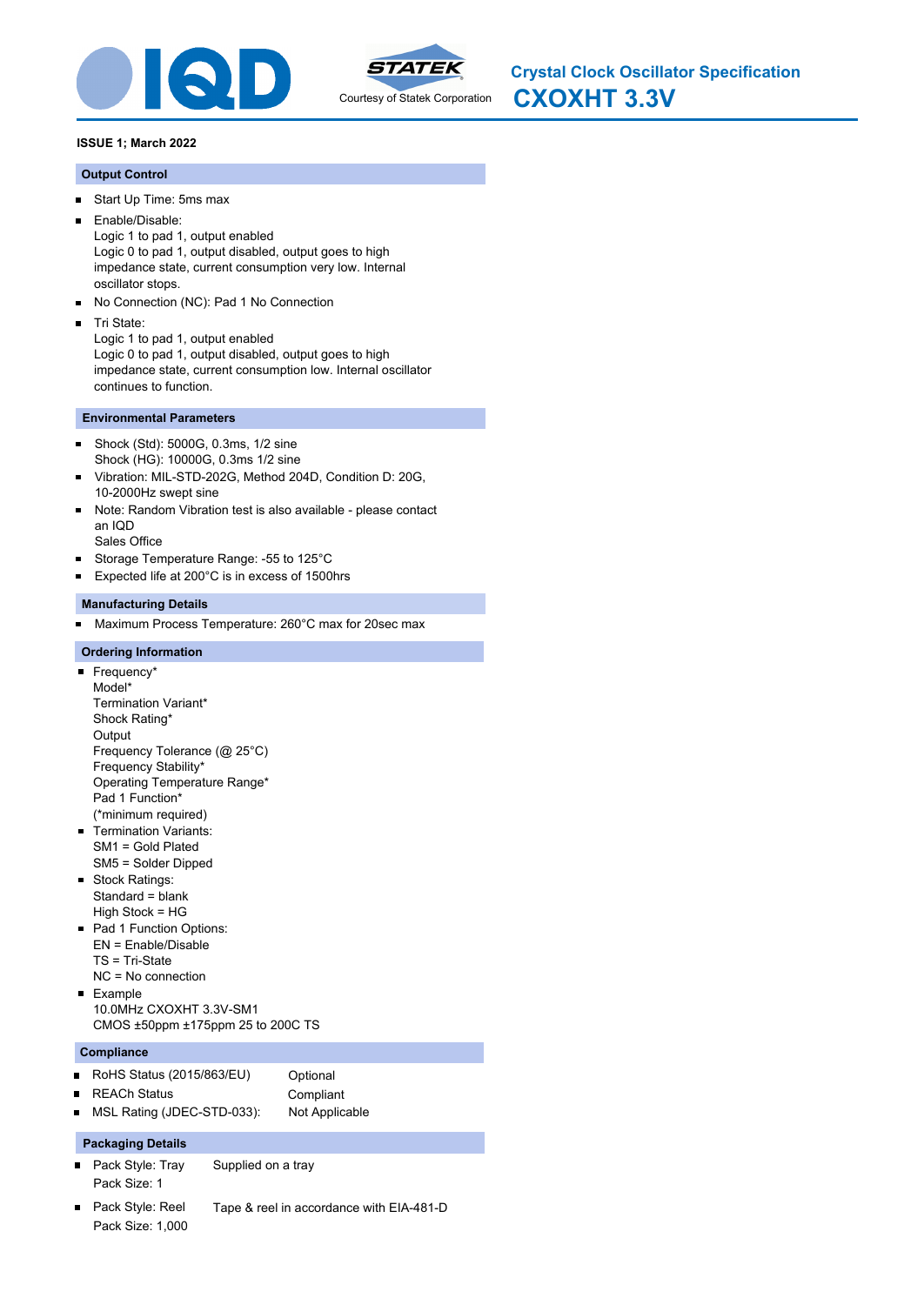# Crystal Clock Oscillator Specification
# CXOXHT 3.3V

**ISSUE 1; March 2022**

## Output Control

- Start Up Time: 5ms max
- Enable/Disable:
  Logic 1 to pad 1, output enabled
  Logic 0 to pad 1, output disabled, output goes to high impedance state, current consumption very low. Internal oscillator stops.
- No Connection (NC): Pad 1 No Connection
- Tri State:
  Logic 1 to pad 1, output enabled
  Logic 0 to pad 1, output disabled, output goes to high impedance state, current consumption low. Internal oscillator continues to function.

## Environmental Parameters

- Shock (Std): 5000G, 0.3ms, 1/2 sine
  Shock (HG): 10000G, 0.3ms 1/2 sine
- Vibration: MIL-STD-202G, Method 204D, Condition D: 20G, 10-2000Hz swept sine
- Note: Random Vibration test is also available - please contact an IQD
  Sales Office
- Storage Temperature Range: -55 to 125°C
- Expected life at 200°C is in excess of 1500hrs

## Manufacturing Details

- Maximum Process Temperature: 260°C max for 20sec max

## Ordering Information

- Frequency*
  Model*
  Termination Variant*
  Shock Rating*
  Output
  Frequency Tolerance (@ 25°C)
  Frequency Stability*
  Operating Temperature Range*
  Pad 1 Function*
  (*minimum required)
- Termination Variants:
  SM1 = Gold Plated
  SM5 = Solder Dipped
- Stock Ratings:
  Standard = blank
  High Stock = HG
- Pad 1 Function Options:
  EN = Enable/Disable
  TS = Tri-State
  NC = No connection
- Example
  10.0MHz CXOXHT 3.3V-SM1
  CMOS ±50ppm ±175ppm 25 to 200C TS

## Compliance

| | |
|---|---|
| RoHS Status (2015/863/EU) | Optional |
| REACh Status | Compliant |
| MSL Rating (JDEC-STD-033): | Not Applicable |

## Packaging Details

- Pack Style: Tray — Supplied on a tray
  Pack Size: 1
- Pack Style: Reel — Tape & reel in accordance with EIA-481-D
  Pack Size: 1,000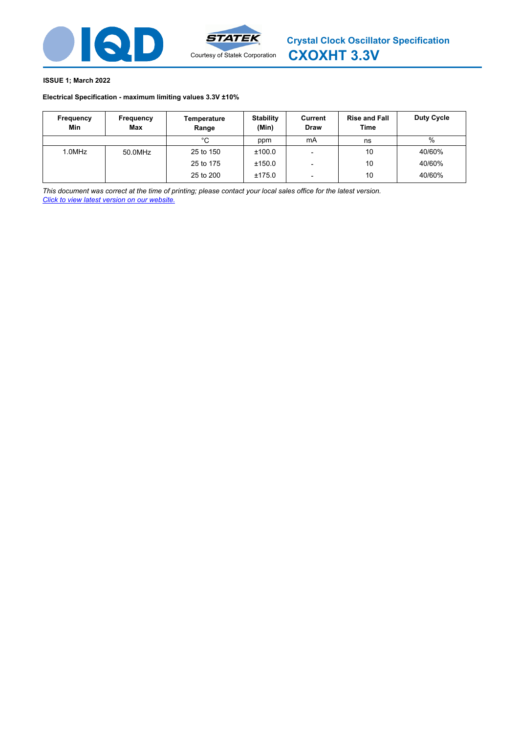Crystal Clock Oscillator Specification

# CXOXHT 3.3V

Courtesy of Statek Corporation

**ISSUE 1; March 2022**

**Electrical Specification - maximum limiting values 3.3V ±10%**

| Frequency Min | Frequency Max | Temperature Range | Stability (Min) | Current Draw | Rise and Fall Time | Duty Cycle |
|---|---|---|---|---|---|---|
| | | °C | ppm | mA | ns | % |
| 1.0MHz | 50.0MHz | 25 to 150 | ±100.0 | - | 10 | 40/60% |
| | | 25 to 175 | ±150.0 | - | 10 | 40/60% |
| | | 25 to 200 | ±175.0 | - | 10 | 40/60% |

*This document was correct at the time of printing; please contact your local sales office for the latest version.*
*Click to view latest version on our website.*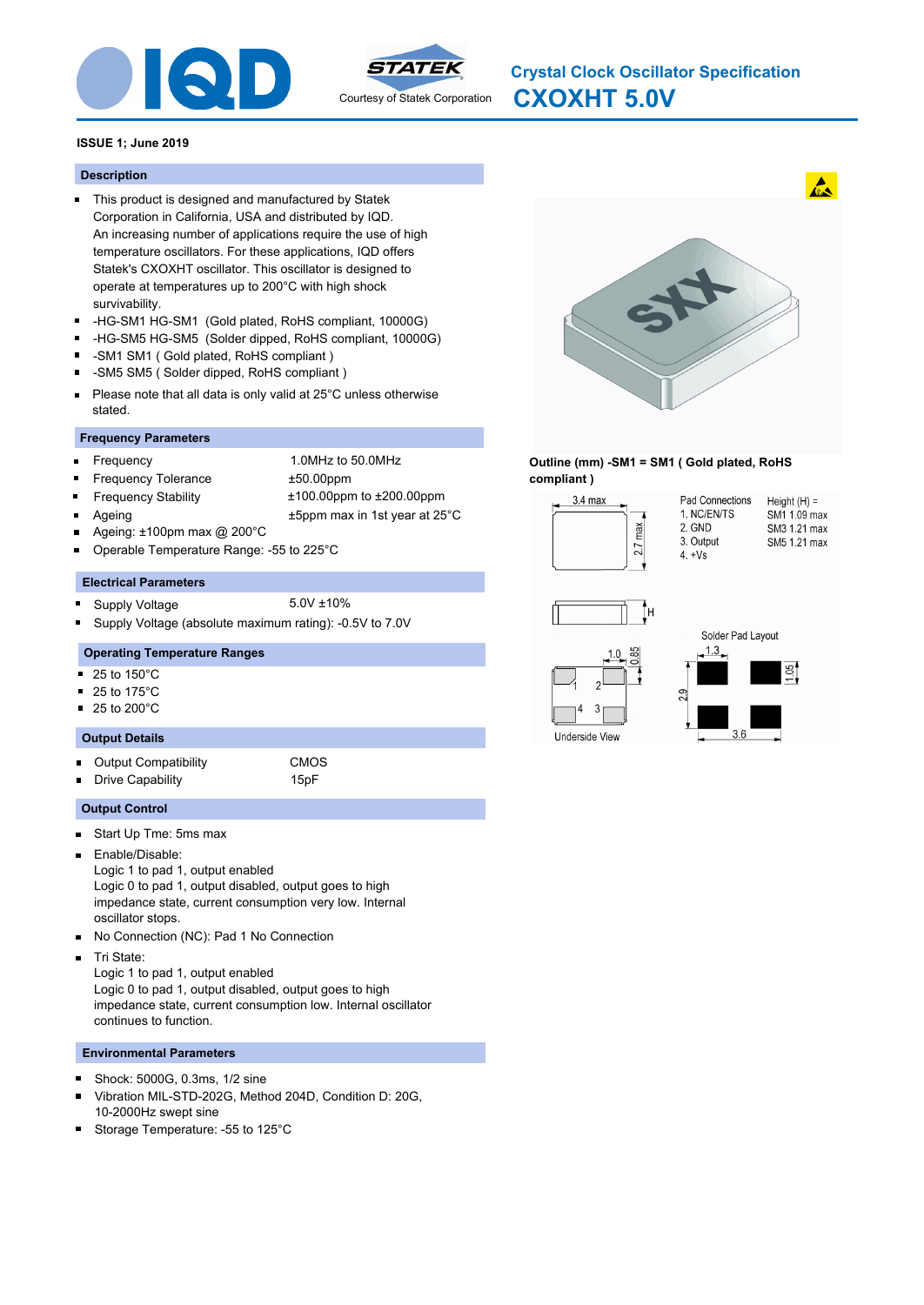# Crystal Clock Oscillator Specification

# CXOXHT 5.0V

**ISSUE 1; June 2019**

## Description

- This product is designed and manufactured by Statek Corporation in California, USA and distributed by IQD. An increasing number of applications require the use of high temperature oscillators. For these applications, IQD offers Statek's CXOXHT oscillator. This oscillator is designed to operate at temperatures up to 200°C with high shock survivability.
- -HG-SM1 HG-SM1 (Gold plated, RoHS compliant, 10000G)
- -HG-SM5 HG-SM5 (Solder dipped, RoHS compliant, 10000G)
- -SM1 SM1 ( Gold plated, RoHS compliant )
- -SM5 SM5 ( Solder dipped, RoHS compliant )
- Please note that all data is only valid at 25°C unless otherwise stated.

## Frequency Parameters

- Frequency: 1.0MHz to 50.0MHz
- Frequency Tolerance: ±50.00ppm
- Frequency Stability: ±100.00ppm to ±200.00ppm
- Ageing: ±5ppm max in 1st year at 25°C
- Ageing: ±100pm max @ 200°C
- Operable Temperature Range: -55 to 225°C

## Electrical Parameters

- Supply Voltage: 5.0V ±10%
- Supply Voltage (absolute maximum rating): -0.5V to 7.0V

## Operating Temperature Ranges

- 25 to 150°C
- 25 to 175°C
- 25 to 200°C

## Output Details

- Output Compatibility: CMOS
- Drive Capability: 15pF

## Output Control

- Start Up Tme: 5ms max
- Enable/Disable:
  Logic 1 to pad 1, output enabled
  Logic 0 to pad 1, output disabled, output goes to high impedance state, current consumption very low. Internal oscillator stops.
- No Connection (NC): Pad 1 No Connection
- Tri State:
  Logic 1 to pad 1, output enabled
  Logic 0 to pad 1, output disabled, output goes to high impedance state, current consumption low. Internal oscillator continues to function.

## Environmental Parameters

- Shock: 5000G, 0.3ms, 1/2 sine
- Vibration MIL-STD-202G, Method 204D, Condition D: 20G, 10-2000Hz swept sine
- Storage Temperature: -55 to 125°C

**Outline (mm) -SM1 = SM1 ( Gold plated, RoHS compliant )**

Pad Connections
1. NC/EN/TS
2. GND
3. Output
4. +Vs

Height (H) =
SM1 1.09 max
SM3 1.21 max
SM5 1.21 max

3.4 max; 2.7 max; H

Underside View: 1.0; 0.85

Solder Pad Layout: 1.3; 1.05; 2.9; 3.6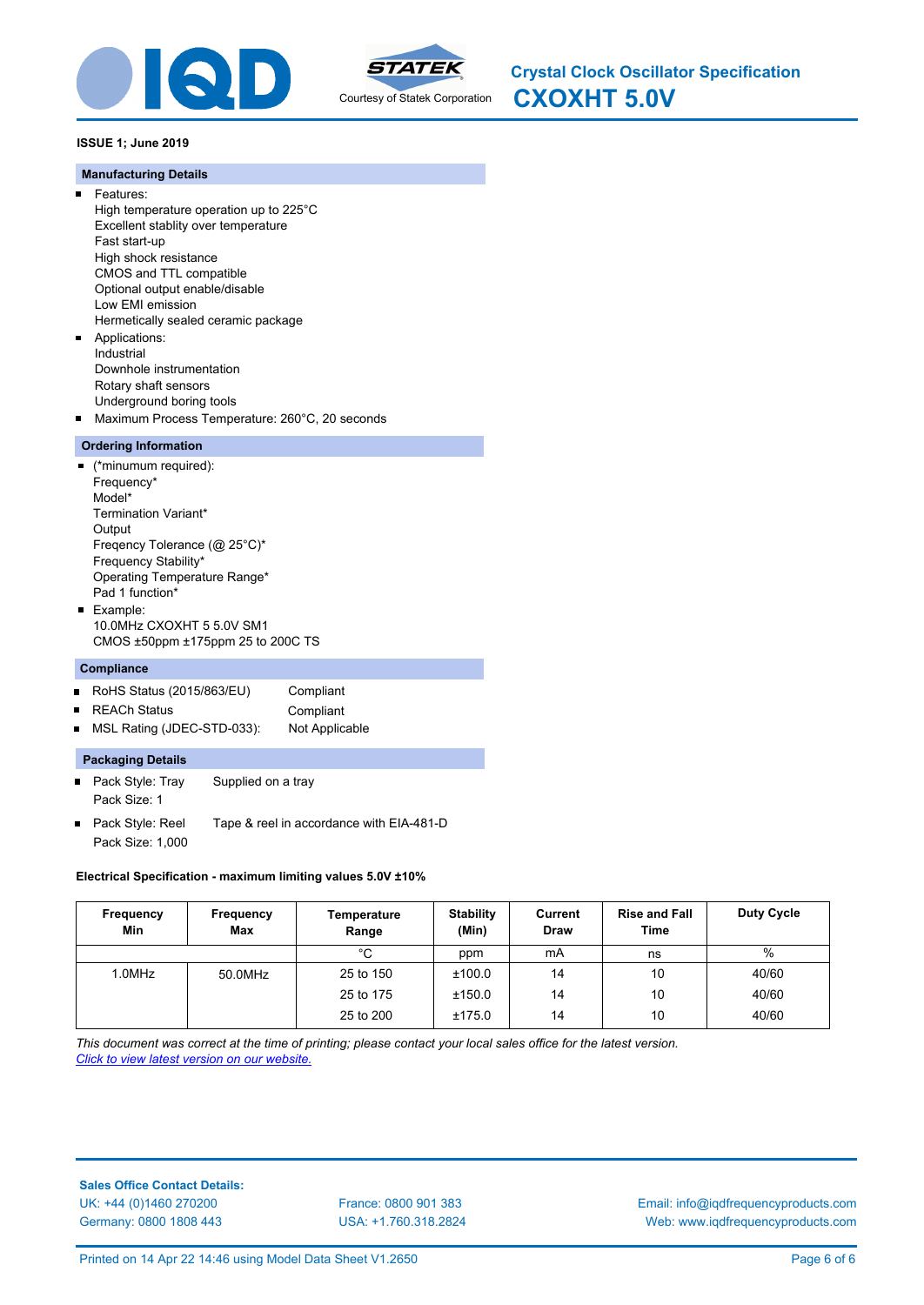# Crystal Clock Oscillator Specification

# CXOXHT 5.0V

Courtesy of Statek Corporation

**ISSUE 1; June 2019**

## Manufacturing Details

- Features:
  High temperature operation up to 225°C
  Excellent stablity over temperature
  Fast start-up
  High shock resistance
  CMOS and TTL compatible
  Optional output enable/disable
  Low EMI emission
  Hermetically sealed ceramic package
- Applications:
  Industrial
  Downhole instrumentation
  Rotary shaft sensors
  Underground boring tools
- Maximum Process Temperature: 260°C, 20 seconds

## Ordering Information

- (*minumum required):
  Frequency*
  Model*
  Termination Variant*
  Output
  Freqency Tolerance (@ 25°C)*
  Frequency Stability*
  Operating Temperature Range*
  Pad 1 function*
- Example:
  10.0MHz CXOXHT 5 5.0V SM1
  CMOS ±50ppm ±175ppm 25 to 200C TS

## Compliance

- RoHS Status (2015/863/EU) Compliant
- REACH Status Compliant
- MSL Rating (JDEC-STD-033): Not Applicable

## Packaging Details

- Pack Style: Tray Supplied on a tray
  Pack Size: 1
- Pack Style: Reel Tape & reel in accordance with EIA-481-D
  Pack Size: 1,000

**Electrical Specification - maximum limiting values 5.0V ±10%**

| Frequency Min | Frequency Max | Temperature Range | Stability (Min) | Current Draw | Rise and Fall Time | Duty Cycle |
|---|---|---|---|---|---|---|
| | | °C | ppm | mA | ns | % |
| 1.0MHz | 50.0MHz | 25 to 150 | ±100.0 | 14 | 10 | 40/60 |
| | | 25 to 175 | ±150.0 | 14 | 10 | 40/60 |
| | | 25 to 200 | ±175.0 | 14 | 10 | 40/60 |

*This document was correct at the time of printing; please contact your local sales office for the latest version.*
*Click to view latest version on our website.*

**Sales Office Contact Details:**
UK: +44 (0)1460 270200
Germany: 0800 1808 443
France: 0800 901 383
USA: +1.760.318.2824
Email: info@iqdfrequencyproducts.com
Web: www.iqdfrequencyproducts.com

Printed on 14 Apr 22 14:46 using Model Data Sheet V1.2650